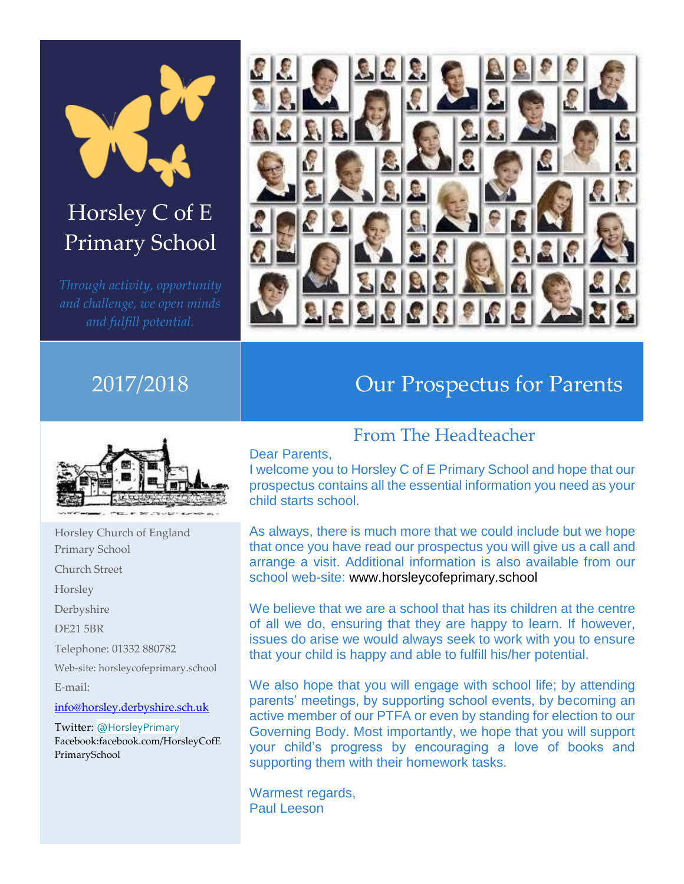# Horsley C of E Primary School

*Through activity, opportunity and challenge, we open minds and fulfill potential.*

## 2017/2018

## Our Prospectus for Parents

Horsley Church of England Primary School
Church Street
Horsley
Derbyshire
DE21 5BR

Telephone: 01332 880782

Web-site: horsleycofeprimary.school

E-mail:

info@horsley.derbyshire.sch.uk

Twitter: @HorsleyPrimary
Facebook:facebook.com/HorsleyCofEPrimarySchool

### From The Headteacher

Dear Parents,

I welcome you to Horsley C of E Primary School and hope that our prospectus contains all the essential information you need as your child starts school.

As always, there is much more that we could include but we hope that once you have read our prospectus you will give us a call and arrange a visit. Additional information is also available from our school web-site: www.horsleycofeprimary.school

We believe that we are a school that has its children at the centre of all we do, ensuring that they are happy to learn. If however, issues do arise we would always seek to work with you to ensure that your child is happy and able to fulfill his/her potential.

We also hope that you will engage with school life; by attending parents' meetings, by supporting school events, by becoming an active member of our PTFA or even by standing for election to our Governing Body. Most importantly, we hope that you will support your child's progress by encouraging a love of books and supporting them with their homework tasks.

Warmest regards,
Paul Leeson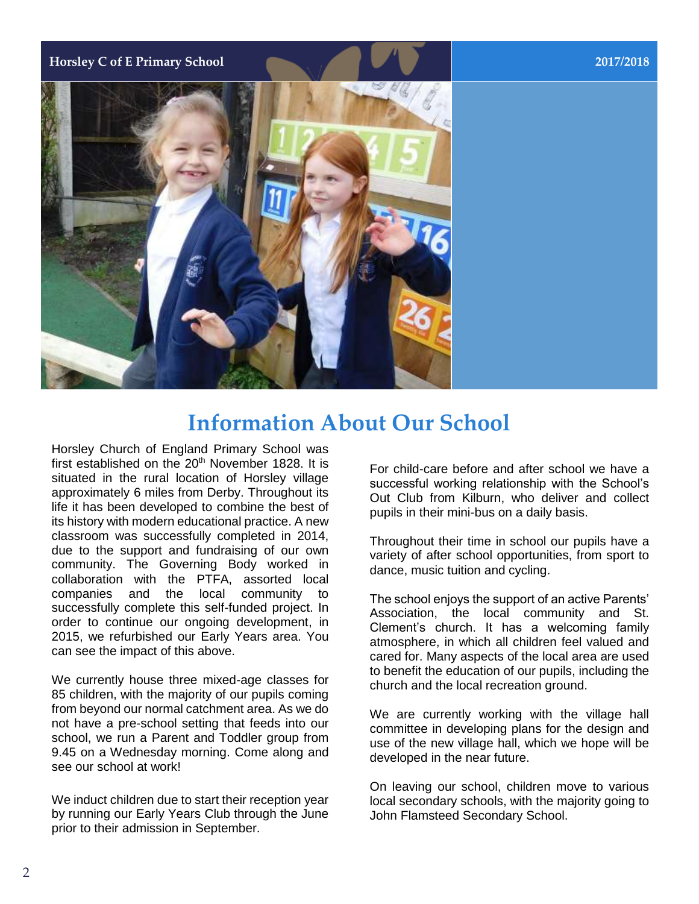# Information About Our School

Horsley Church of England Primary School was first established on the 20th November 1828. It is situated in the rural location of Horsley village approximately 6 miles from Derby. Throughout its life it has been developed to combine the best of its history with modern educational practice. A new classroom was successfully completed in 2014, due to the support and fundraising of our own community. The Governing Body worked in collaboration with the PTFA, assorted local companies and the local community to successfully complete this self-funded project. In order to continue our ongoing development, in 2015, we refurbished our Early Years area. You can see the impact of this above.

We currently house three mixed-age classes for 85 children, with the majority of our pupils coming from beyond our normal catchment area. As we do not have a pre-school setting that feeds into our school, we run a Parent and Toddler group from 9.45 on a Wednesday morning. Come along and see our school at work!

We induct children due to start their reception year by running our Early Years Club through the June prior to their admission in September.

For child-care before and after school we have a successful working relationship with the School's Out Club from Kilburn, who deliver and collect pupils in their mini-bus on a daily basis.

Throughout their time in school our pupils have a variety of after school opportunities, from sport to dance, music tuition and cycling.

The school enjoys the support of an active Parents' Association, the local community and St. Clement's church. It has a welcoming family atmosphere, in which all children feel valued and cared for. Many aspects of the local area are used to benefit the education of our pupils, including the church and the local recreation ground.

We are currently working with the village hall committee in developing plans for the design and use of the new village hall, which we hope will be developed in the near future.

On leaving our school, children move to various local secondary schools, with the majority going to John Flamsteed Secondary School.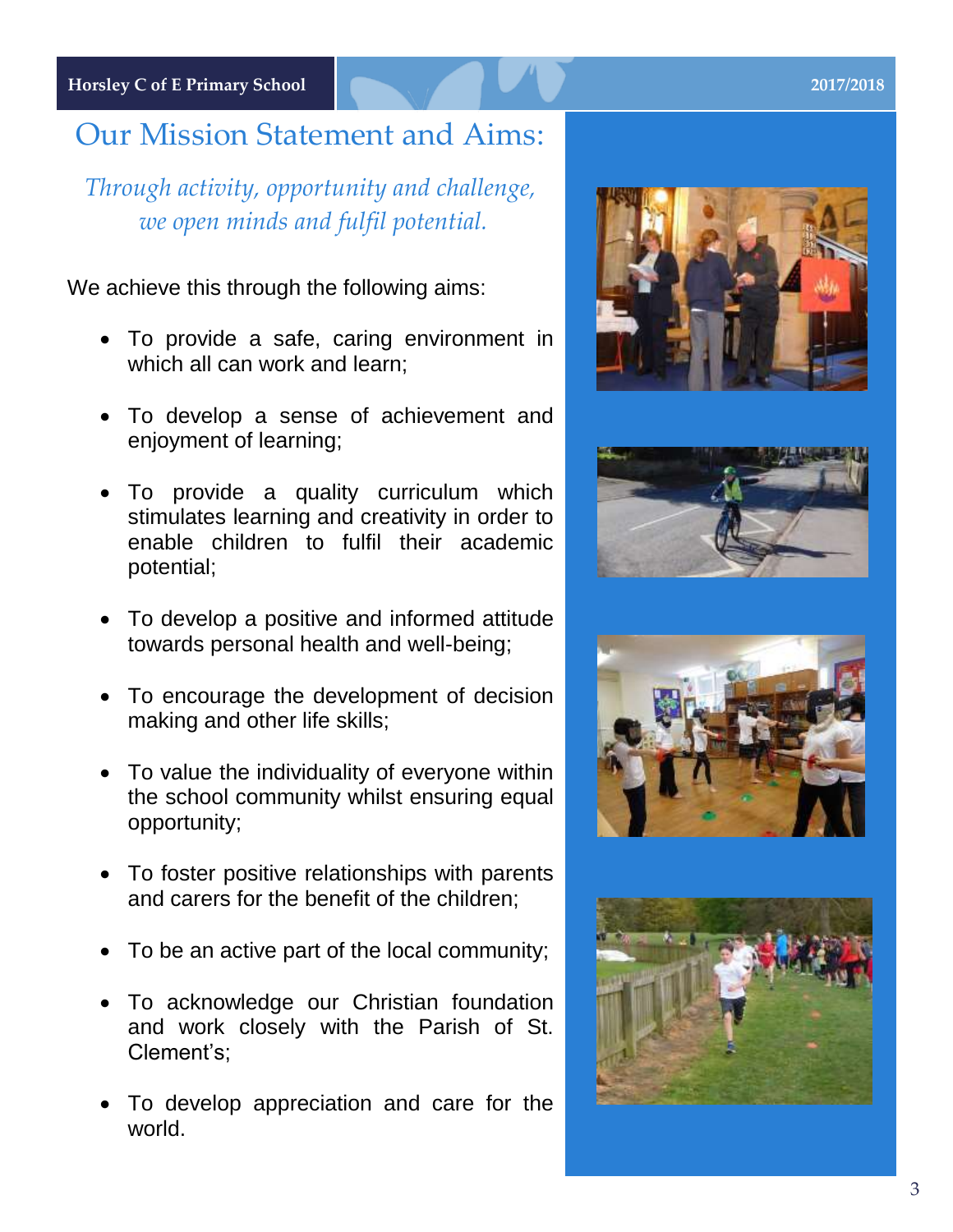# Our Mission Statement and Aims:

*Through activity, opportunity and challenge, we open minds and fulfil potential.*

We achieve this through the following aims:

- To provide a safe, caring environment in which all can work and learn;
- To develop a sense of achievement and enjoyment of learning;
- To provide a quality curriculum which stimulates learning and creativity in order to enable children to fulfil their academic potential;
- To develop a positive and informed attitude towards personal health and well-being;
- To encourage the development of decision making and other life skills;
- To value the individuality of everyone within the school community whilst ensuring equal opportunity;
- To foster positive relationships with parents and carers for the benefit of the children;
- To be an active part of the local community;
- To acknowledge our Christian foundation and work closely with the Parish of St. Clement's;
- To develop appreciation and care for the world.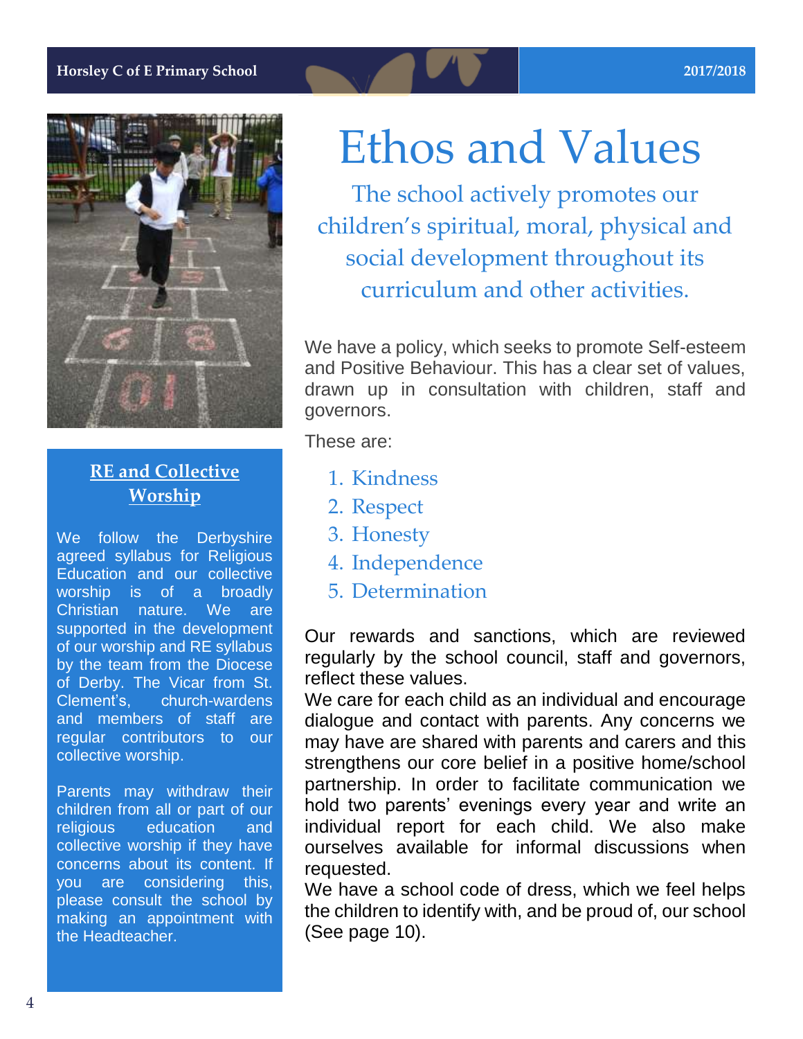# Ethos and Values

The school actively promotes our children's spiritual, moral, physical and social development throughout its curriculum and other activities.

We have a policy, which seeks to promote Self-esteem and Positive Behaviour. This has a clear set of values, drawn up in consultation with children, staff and governors.

These are:

1. Kindness
2. Respect
3. Honesty
4. Independence
5. Determination

Our rewards and sanctions, which are reviewed regularly by the school council, staff and governors, reflect these values.

We care for each child as an individual and encourage dialogue and contact with parents. Any concerns we may have are shared with parents and carers and this strengthens our core belief in a positive home/school partnership. In order to facilitate communication we hold two parents' evenings every year and write an individual report for each child. We also make ourselves available for informal discussions when requested.

We have a school code of dress, which we feel helps the children to identify with, and be proud of, our school (See page 10).

## RE and Collective Worship

We follow the Derbyshire agreed syllabus for Religious Education and our collective worship is of a broadly Christian nature. We are supported in the development of our worship and RE syllabus by the team from the Diocese of Derby. The Vicar from St. Clement's, church-wardens and members of staff are regular contributors to our collective worship.

Parents may withdraw their children from all or part of our religious education and collective worship if they have concerns about its content. If you are considering this, please consult the school by making an appointment with the Headteacher.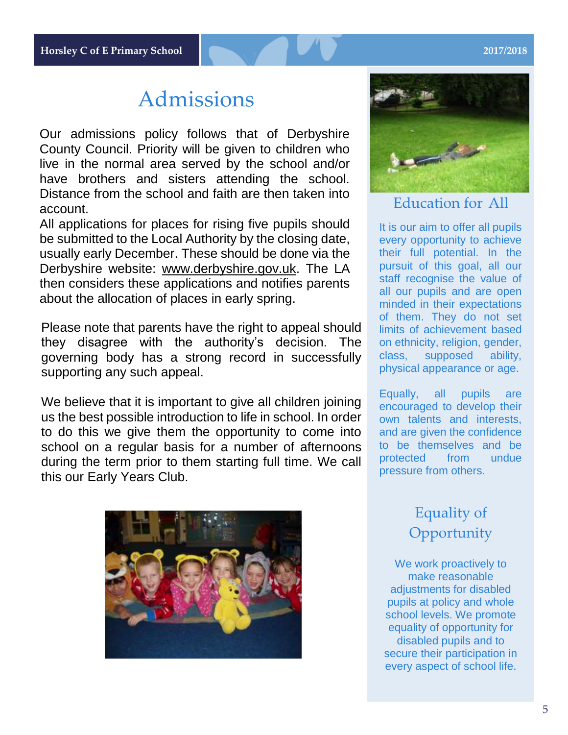# Admissions

Our admissions policy follows that of Derbyshire County Council. Priority will be given to children who live in the normal area served by the school and/or have brothers and sisters attending the school. Distance from the school and faith are then taken into account.

All applications for places for rising five pupils should be submitted to the Local Authority by the closing date, usually early December. These should be done via the Derbyshire website: www.derbyshire.gov.uk. The LA then considers these applications and notifies parents about the allocation of places in early spring.

Please note that parents have the right to appeal should they disagree with the authority's decision. The governing body has a strong record in successfully supporting any such appeal.

We believe that it is important to give all children joining us the best possible introduction to life in school. In order to do this we give them the opportunity to come into school on a regular basis for a number of afternoons during the term prior to them starting full time. We call this our Early Years Club.

## Education for All

It is our aim to offer all pupils every opportunity to achieve their full potential. In the pursuit of this goal, all our staff recognise the value of all our pupils and are open minded in their expectations of them. They do not set limits of achievement based on ethnicity, religion, gender, class, supposed ability, physical appearance or age.

Equally, all pupils are encouraged to develop their own talents and interests, and are given the confidence to be themselves and be protected from undue pressure from others.

## Equality of Opportunity

We work proactively to make reasonable adjustments for disabled pupils at policy and whole school levels. We promote equality of opportunity for disabled pupils and to secure their participation in every aspect of school life.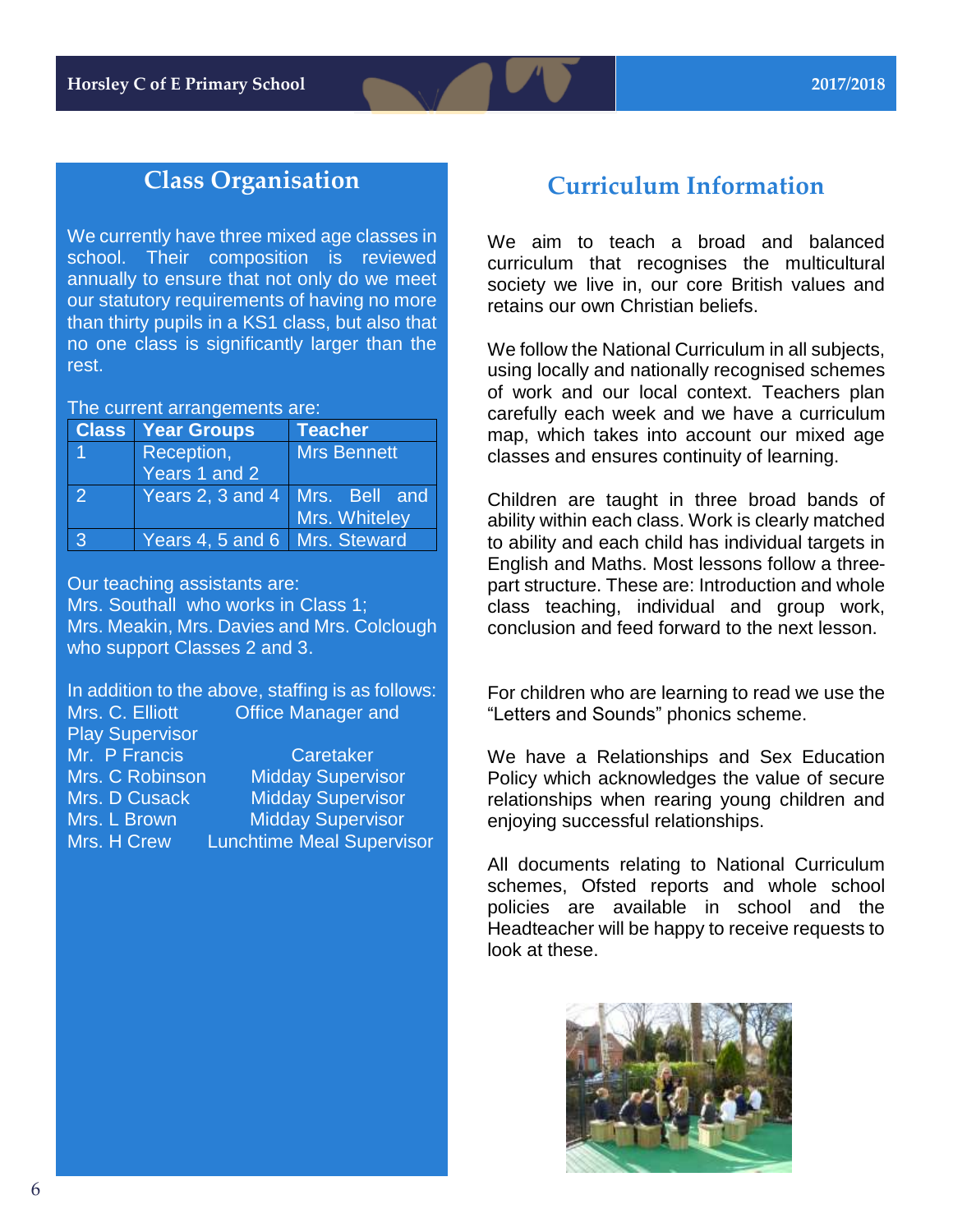## Class Organisation

We currently have three mixed age classes in school. Their composition is reviewed annually to ensure that not only do we meet our statutory requirements of having no more than thirty pupils in a KS1 class, but also that no one class is significantly larger than the rest.

The current arrangements are:

| Class | Year Groups | Teacher |
|---|---|---|
| 1 | Reception, Years 1 and 2 | Mrs Bennett |
| 2 | Years 2, 3 and 4 | Mrs. Bell and Mrs. Whiteley |
| 3 | Years 4, 5 and 6 | Mrs. Steward |

Our teaching assistants are:
Mrs. Southall who works in Class 1;
Mrs. Meakin, Mrs. Davies and Mrs. Colclough who support Classes 2 and 3.

In addition to the above, staffing is as follows:

Mrs. C. Elliott — Office Manager and Play Supervisor
Mr. P Francis — Caretaker
Mrs. C Robinson — Midday Supervisor
Mrs. D Cusack — Midday Supervisor
Mrs. L Brown — Midday Supervisor
Mrs. H Crew — Lunchtime Meal Supervisor

## Curriculum Information

We aim to teach a broad and balanced curriculum that recognises the multicultural society we live in, our core British values and retains our own Christian beliefs.

We follow the National Curriculum in all subjects, using locally and nationally recognised schemes of work and our local context. Teachers plan carefully each week and we have a curriculum map, which takes into account our mixed age classes and ensures continuity of learning.

Children are taught in three broad bands of ability within each class. Work is clearly matched to ability and each child has individual targets in English and Maths. Most lessons follow a three-part structure. These are: Introduction and whole class teaching, individual and group work, conclusion and feed forward to the next lesson.

For children who are learning to read we use the “Letters and Sounds” phonics scheme.

We have a Relationships and Sex Education Policy which acknowledges the value of secure relationships when rearing young children and enjoying successful relationships.

All documents relating to National Curriculum schemes, Ofsted reports and whole school policies are available in school and the Headteacher will be happy to receive requests to look at these.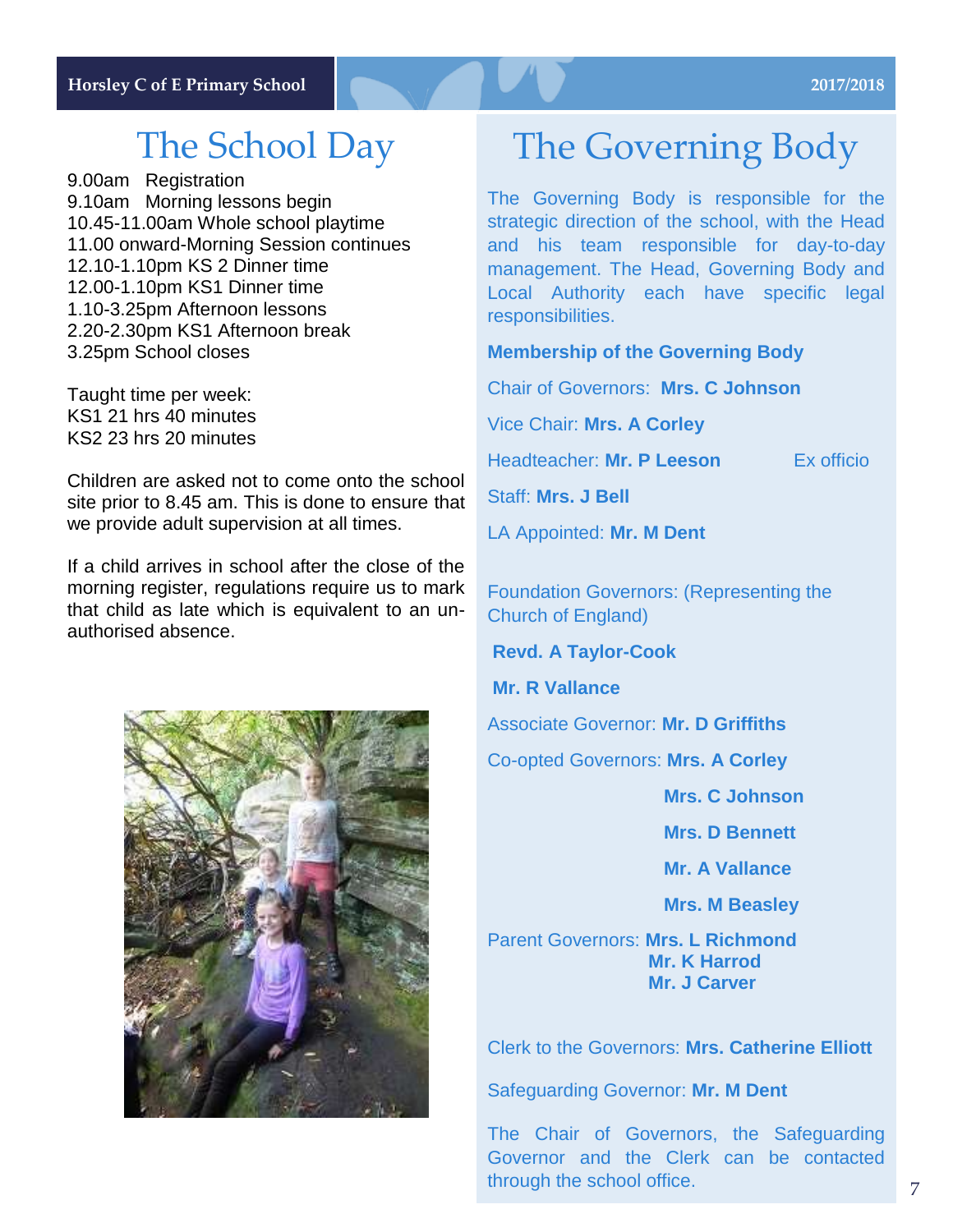# The School Day

9.00am Registration
9.10am Morning lessons begin
10.45-11.00am Whole school playtime
11.00 onward-Morning Session continues
12.10-1.10pm KS 2 Dinner time
12.00-1.10pm KS1 Dinner time
1.10-3.25pm Afternoon lessons
2.20-2.30pm KS1 Afternoon break
3.25pm School closes

Taught time per week:
KS1 21 hrs 40 minutes
KS2 23 hrs 20 minutes

Children are asked not to come onto the school site prior to 8.45 am. This is done to ensure that we provide adult supervision at all times.

If a child arrives in school after the close of the morning register, regulations require us to mark that child as late which is equivalent to an un-authorised absence.

# The Governing Body

The Governing Body is responsible for the strategic direction of the school, with the Head and his team responsible for day-to-day management. The Head, Governing Body and Local Authority each have specific legal responsibilities.

**Membership of the Governing Body**

Chair of Governors: **Mrs. C Johnson**

Vice Chair: **Mrs. A Corley**

Headteacher: **Mr. P Leeson** Ex officio

Staff: **Mrs. J Bell**

LA Appointed: **Mr. M Dent**

Foundation Governors: (Representing the Church of England)

**Revd. A Taylor-Cook**

**Mr. R Vallance**

Associate Governor: **Mr. D Griffiths**

Co-opted Governors: **Mrs. A Corley**

**Mrs. C Johnson**

**Mrs. D Bennett**

**Mr. A Vallance**

**Mrs. M Beasley**

Parent Governors: **Mrs. L Richmond**
**Mr. K Harrod**
**Mr. J Carver**

Clerk to the Governors: **Mrs. Catherine Elliott**

Safeguarding Governor: **Mr. M Dent**

The Chair of Governors, the Safeguarding Governor and the Clerk can be contacted through the school office.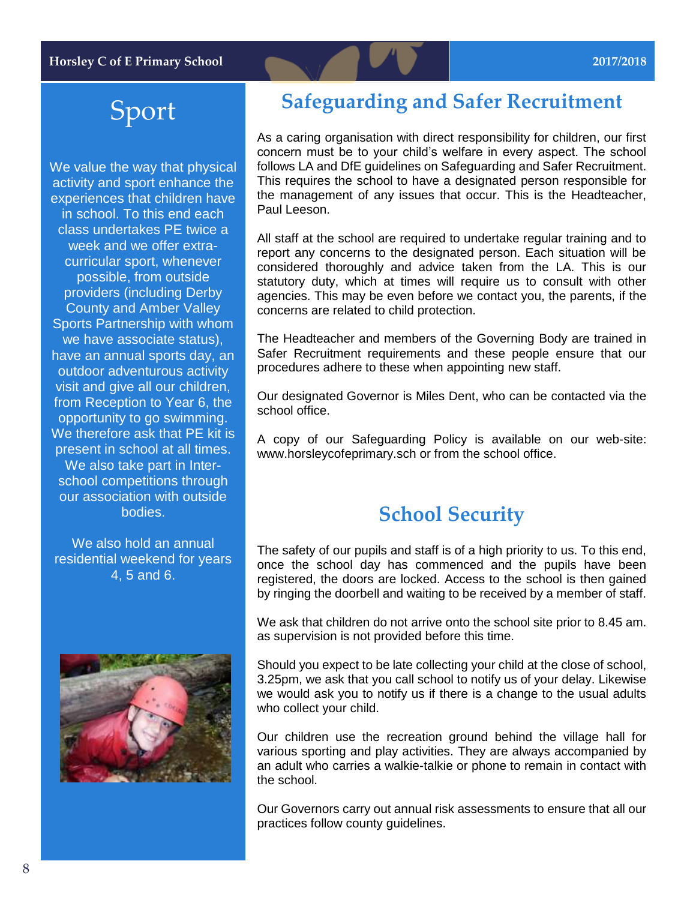# Sport

We value the way that physical activity and sport enhance the experiences that children have in school. To this end each class undertakes PE twice a week and we offer extra-curricular sport, whenever possible, from outside providers (including Derby County and Amber Valley Sports Partnership with whom we have associate status), have an annual sports day, an outdoor adventurous activity visit and give all our children, from Reception to Year 6, the opportunity to go swimming. We therefore ask that PE kit is present in school at all times. We also take part in Inter-school competitions through our association with outside bodies.

We also hold an annual residential weekend for years 4, 5 and 6.

## Safeguarding and Safer Recruitment

As a caring organisation with direct responsibility for children, our first concern must be to your child's welfare in every aspect. The school follows LA and DfE guidelines on Safeguarding and Safer Recruitment. This requires the school to have a designated person responsible for the management of any issues that occur. This is the Headteacher, Paul Leeson.

All staff at the school are required to undertake regular training and to report any concerns to the designated person. Each situation will be considered thoroughly and advice taken from the LA. This is our statutory duty, which at times will require us to consult with other agencies. This may be even before we contact you, the parents, if the concerns are related to child protection.

The Headteacher and members of the Governing Body are trained in Safer Recruitment requirements and these people ensure that our procedures adhere to these when appointing new staff.

Our designated Governor is Miles Dent, who can be contacted via the school office.

A copy of our Safeguarding Policy is available on our web-site: www.horsleycofeprimary.sch or from the school office.

## School Security

The safety of our pupils and staff is of a high priority to us. To this end, once the school day has commenced and the pupils have been registered, the doors are locked. Access to the school is then gained by ringing the doorbell and waiting to be received by a member of staff.

We ask that children do not arrive onto the school site prior to 8.45 am. as supervision is not provided before this time.

Should you expect to be late collecting your child at the close of school, 3.25pm, we ask that you call school to notify us of your delay. Likewise we would ask you to notify us if there is a change to the usual adults who collect your child.

Our children use the recreation ground behind the village hall for various sporting and play activities. They are always accompanied by an adult who carries a walkie-talkie or phone to remain in contact with the school.

Our Governors carry out annual risk assessments to ensure that all our practices follow county guidelines.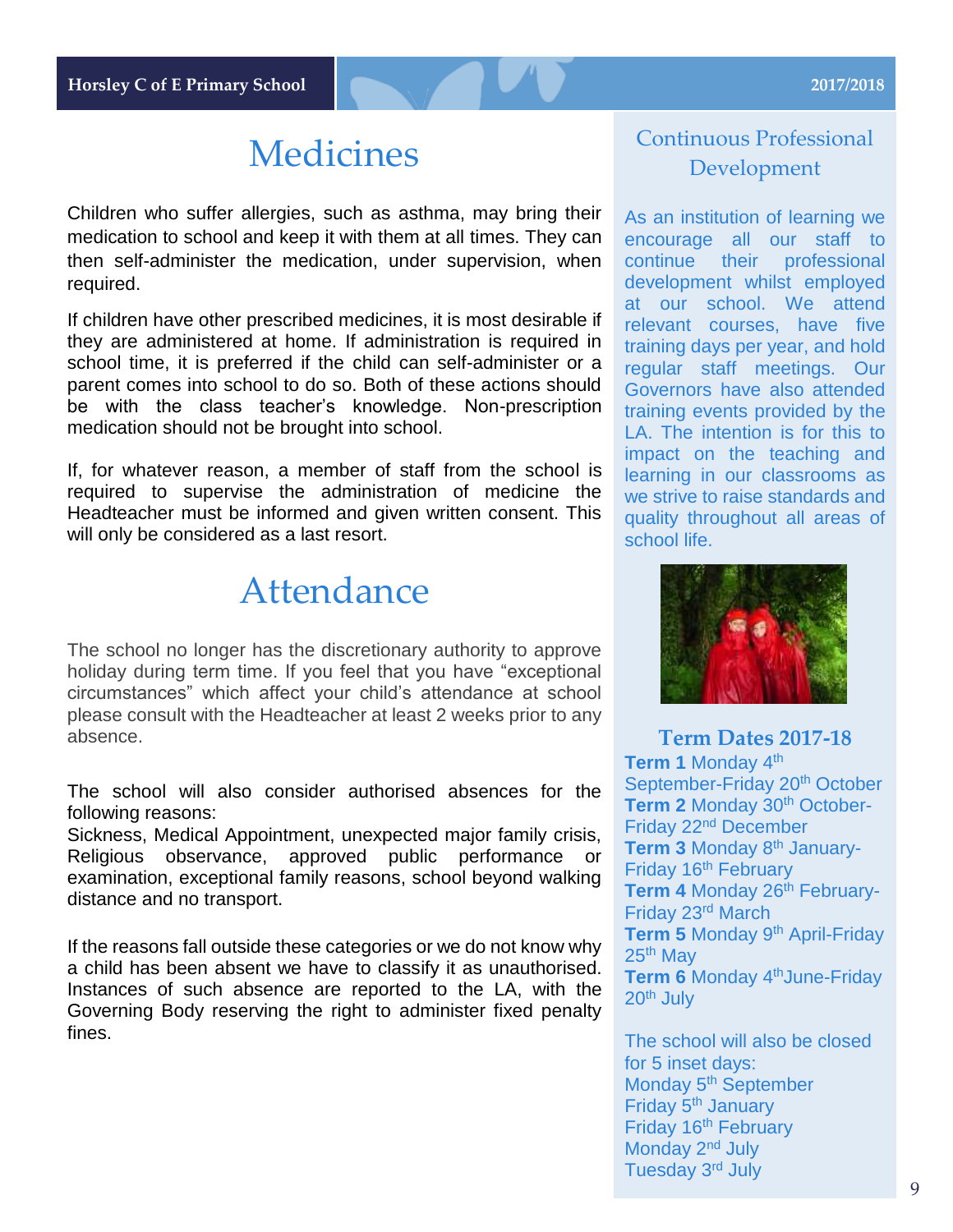# Medicines

Children who suffer allergies, such as asthma, may bring their medication to school and keep it with them at all times. They can then self-administer the medication, under supervision, when required.

If children have other prescribed medicines, it is most desirable if they are administered at home. If administration is required in school time, it is preferred if the child can self-administer or a parent comes into school to do so. Both of these actions should be with the class teacher's knowledge. Non-prescription medication should not be brought into school.

If, for whatever reason, a member of staff from the school is required to supervise the administration of medicine the Headteacher must be informed and given written consent. This will only be considered as a last resort.

# Attendance

The school no longer has the discretionary authority to approve holiday during term time. If you feel that you have "exceptional circumstances" which affect your child's attendance at school please consult with the Headteacher at least 2 weeks prior to any absence.

The school will also consider authorised absences for the following reasons:
Sickness, Medical Appointment, unexpected major family crisis, Religious observance, approved public performance or examination, exceptional family reasons, school beyond walking distance and no transport.

If the reasons fall outside these categories or we do not know why a child has been absent we have to classify it as unauthorised. Instances of such absence are reported to the LA, with the Governing Body reserving the right to administer fixed penalty fines.

## Continuous Professional Development

As an institution of learning we encourage all our staff to continue their professional development whilst employed at our school. We attend relevant courses, have five training days per year, and hold regular staff meetings. Our Governors have also attended training events provided by the LA. The intention is for this to impact on the teaching and learning in our classrooms as we strive to raise standards and quality throughout all areas of school life.

## Term Dates 2017-18

**Term 1** Monday 4th September-Friday 20th October
**Term 2** Monday 30th October-Friday 22nd December
**Term 3** Monday 8th January-Friday 16th February
**Term 4** Monday 26th February-Friday 23rd March
**Term 5** Monday 9th April-Friday 25th May
**Term 6** Monday 4th June-Friday 20th July

The school will also be closed for 5 inset days:
Monday 5th September
Friday 5th January
Friday 16th February
Monday 2nd July
Tuesday 3rd July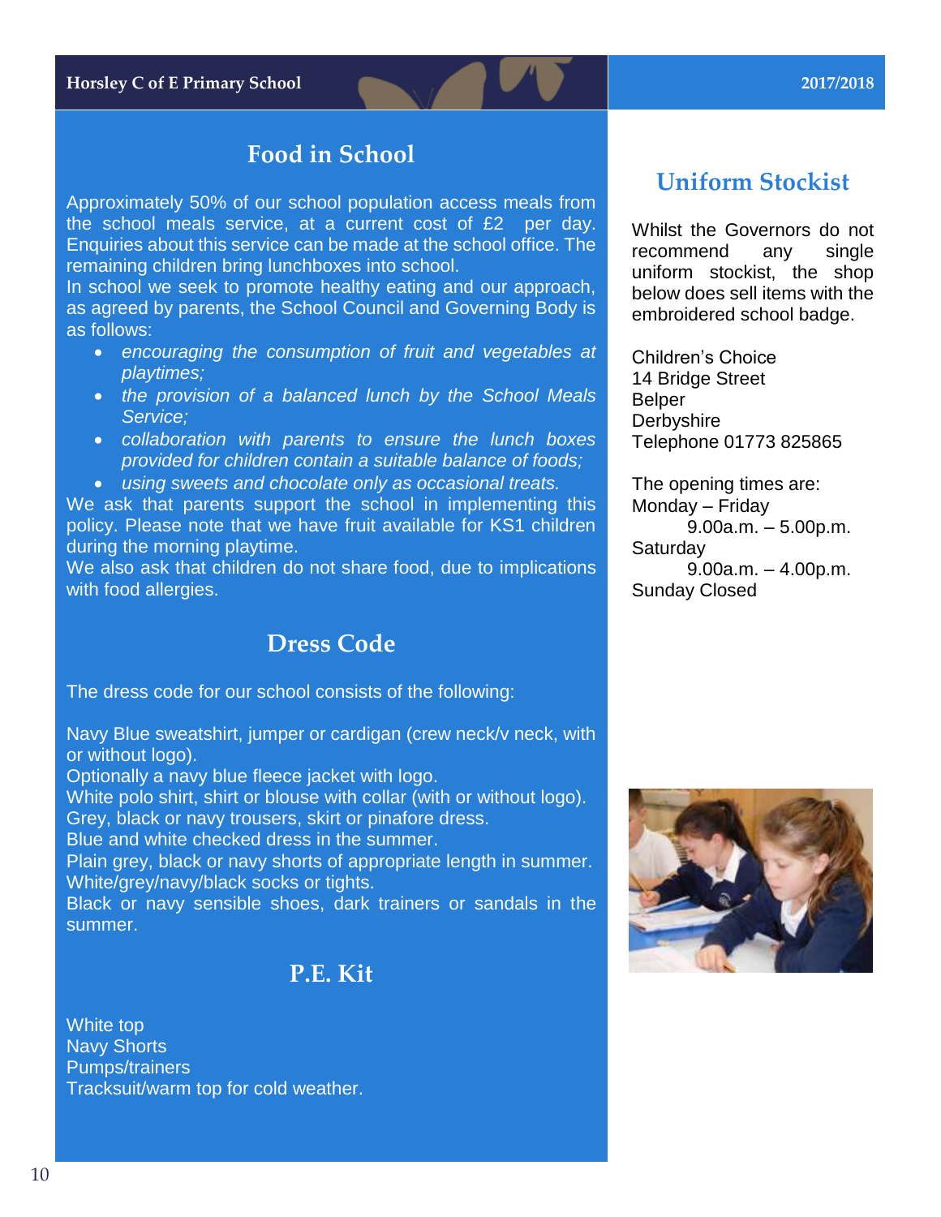## Food in School

Approximately 50% of our school population access meals from the school meals service, at a current cost of £2 per day. Enquiries about this service can be made at the school office. The remaining children bring lunchboxes into school.

In school we seek to promote healthy eating and our approach, as agreed by parents, the School Council and Governing Body is as follows:

- *encouraging the consumption of fruit and vegetables at playtimes;*
- *the provision of a balanced lunch by the School Meals Service;*
- *collaboration with parents to ensure the lunch boxes provided for children contain a suitable balance of foods;*
- *using sweets and chocolate only as occasional treats.*

We ask that parents support the school in implementing this policy. Please note that we have fruit available for KS1 children during the morning playtime.

We also ask that children do not share food, due to implications with food allergies.

## Dress Code

The dress code for our school consists of the following:

Navy Blue sweatshirt, jumper or cardigan (crew neck/v neck, with or without logo).
Optionally a navy blue fleece jacket with logo.
White polo shirt, shirt or blouse with collar (with or without logo).
Grey, black or navy trousers, skirt or pinafore dress.
Blue and white checked dress in the summer.
Plain grey, black or navy shorts of appropriate length in summer.
White/grey/navy/black socks or tights.
Black or navy sensible shoes, dark trainers or sandals in the summer.

## P.E. Kit

White top
Navy Shorts
Pumps/trainers
Tracksuit/warm top for cold weather.

## Uniform Stockist

Whilst the Governors do not recommend any single uniform stockist, the shop below does sell items with the embroidered school badge.

Children's Choice
14 Bridge Street
Belper
Derbyshire
Telephone 01773 825865

The opening times are:
Monday – Friday
9.00a.m. – 5.00p.m.
Saturday
9.00a.m. – 4.00p.m.
Sunday Closed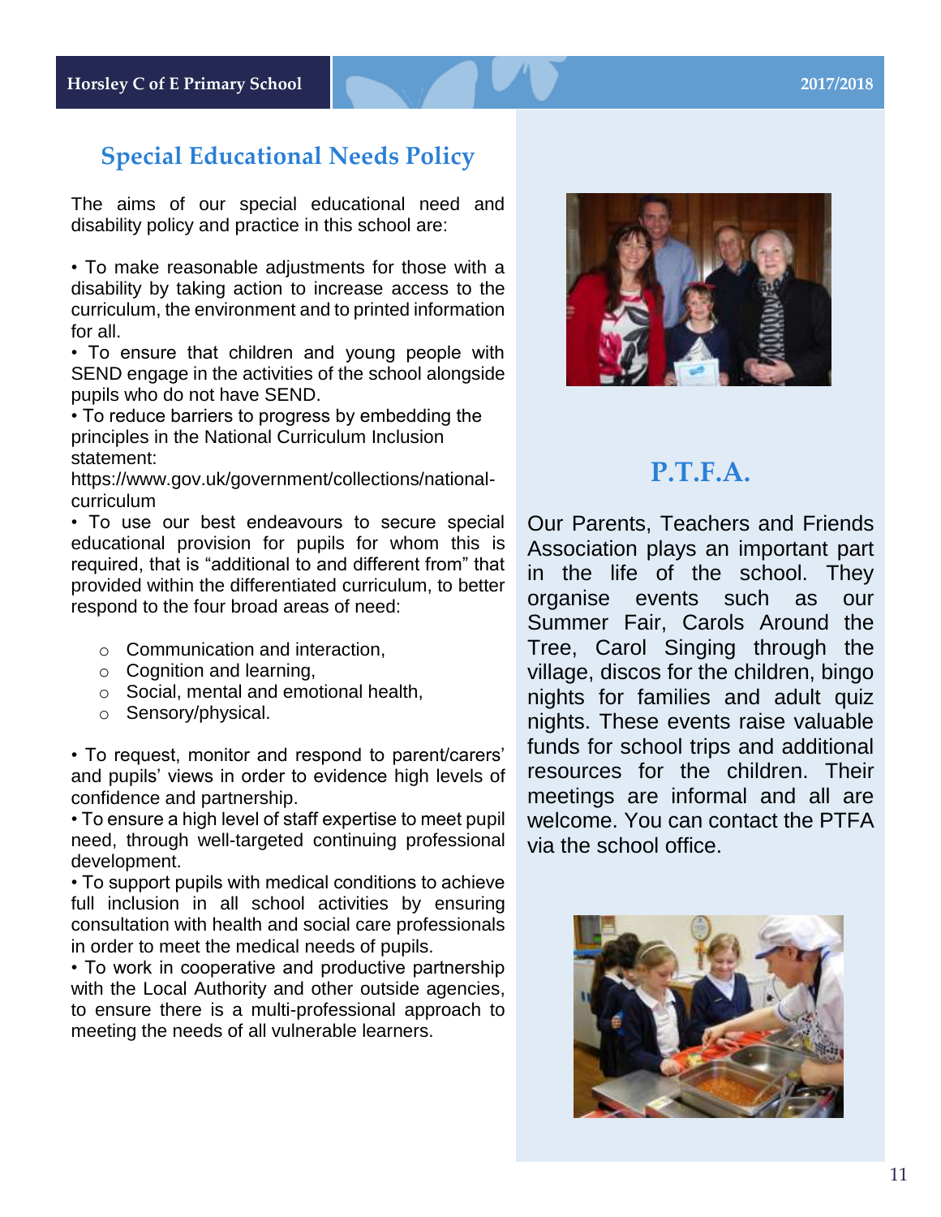## Special Educational Needs Policy

The aims of our special educational need and disability policy and practice in this school are:

- To make reasonable adjustments for those with a disability by taking action to increase access to the curriculum, the environment and to printed information for all.
- To ensure that children and young people with SEND engage in the activities of the school alongside pupils who do not have SEND.
- To reduce barriers to progress by embedding the principles in the National Curriculum Inclusion statement:
https://www.gov.uk/government/collections/national-curriculum
- To use our best endeavours to secure special educational provision for pupils for whom this is required, that is "additional to and different from" that provided within the differentiated curriculum, to better respond to the four broad areas of need:
    - Communication and interaction,
    - Cognition and learning,
    - Social, mental and emotional health,
    - Sensory/physical.
- To request, monitor and respond to parent/carers' and pupils' views in order to evidence high levels of confidence and partnership.
- To ensure a high level of staff expertise to meet pupil need, through well-targeted continuing professional development.
- To support pupils with medical conditions to achieve full inclusion in all school activities by ensuring consultation with health and social care professionals in order to meet the medical needs of pupils.
- To work in cooperative and productive partnership with the Local Authority and other outside agencies, to ensure there is a multi-professional approach to meeting the needs of all vulnerable learners.

## P.T.F.A.

Our Parents, Teachers and Friends Association plays an important part in the life of the school. They organise events such as our Summer Fair, Carols Around the Tree, Carol Singing through the village, discos for the children, bingo nights for families and adult quiz nights. These events raise valuable funds for school trips and additional resources for the children. Their meetings are informal and all are welcome. You can contact the PTFA via the school office.